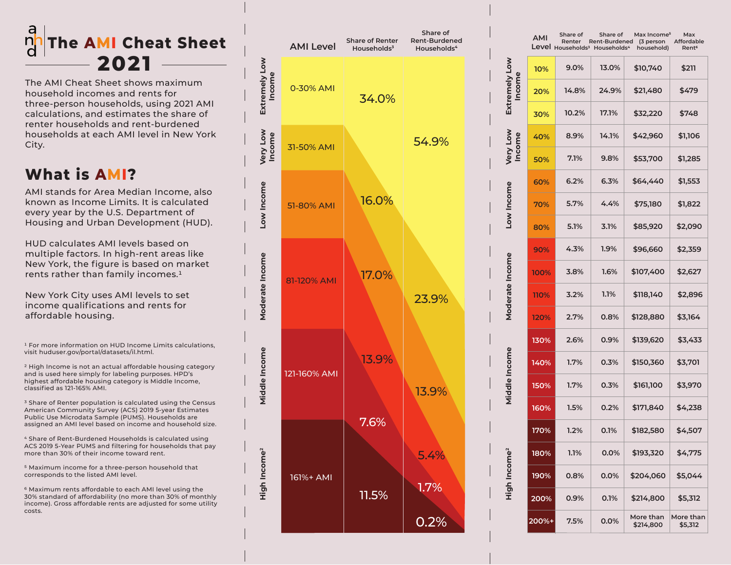# The AMI Cheat Sheet 2021

The AMI Cheat Sheet shows maximum household incomes and rents for three-person households, using 2021 AMI calculations, and estimates the share of renter households and rent-burdened households at each AMI level in New York City.

## What is AMI?

AMI stands for Area Median Income, also known as Income Limits. It is calculated every year by the U.S. Department of Housing and Urban Development (HUD).

HUD calculates AMI levels based on multiple factors. In high-rent areas like New York, the figure is based on market rents rather than family incomes.[1]

New York City uses AMI levels to set income qualifications and rents for affordable housing.

| | AMI Level | Share of Renter Households[3] | Share of Rent-Burdened Households[4] |
|---|---|---|---|
| Extremely Low Income | 0-30% AMI | 34.0% | 54.9% |
| Very Low Income | 31-50% AMI | 16.0% | 23.9% |
| Low Income | 51-80% AMI | 17.0% | 13.9% |
| Moderate Income | 81-120% AMI | 13.9% | 5.4% |
| Middle Income | 121-160% AMI | 7.6% | 1.7% |
| High Income[2] | 161%+ AMI | 11.5% | 0.2% |

| | AMI Level | Share of Renter Households[3] | Share of Rent-Burdened Households[4] | Max Income[5] (3 person household) | Max Affordable Rent[6] |
|---|---|---|---|---|---|
| Extremely Low Income | 10% | 9.0% | 13.0% | $10,740 | $211 |
| | 20% | 14.8% | 24.9% | $21,480 | $479 |
| | 30% | 10.2% | 17.1% | $32,220 | $748 |
| Very Low Income | 40% | 8.9% | 14.1% | $42,960 | $1,106 |
| | 50% | 7.1% | 9.8% | $53,700 | $1,285 |
| Low Income | 60% | 6.2% | 6.3% | $64,440 | $1,553 |
| | 70% | 5.7% | 4.4% | $75,180 | $1,822 |
| | 80% | 5.1% | 3.1% | $85,920 | $2,090 |
| Moderate Income | 90% | 4.3% | 1.9% | $96,660 | $2,359 |
| | 100% | 3.8% | 1.6% | $107,400 | $2,627 |
| | 110% | 3.2% | 1.1% | $118,140 | $2,896 |
| | 120% | 2.7% | 0.8% | $128,880 | $3,164 |
| Middle Income | 130% | 2.6% | 0.9% | $139,620 | $3,433 |
| | 140% | 1.7% | 0.3% | $150,360 | $3,701 |
| | 150% | 1.7% | 0.3% | $161,100 | $3,970 |
| | 160% | 1.5% | 0.2% | $171,840 | $4,238 |
| High Income[2] | 170% | 1.2% | 0.1% | $182,580 | $4,507 |
| | 180% | 1.1% | 0.0% | $193,320 | $4,775 |
| | 190% | 0.8% | 0.0% | $204,060 | $5,044 |
| | 200% | 0.9% | 0.1% | $214,800 | $5,312 |
| | 200%+ | 7.5% | 0.0% | More than $214,800 | More than $5,312 |

[1] For more information on HUD Income Limits calculations, visit huduser.gov/portal/datasets/il.html.

[2] High Income is not an actual affordable housing category and is used here simply for labeling purposes. HPD's highest affordable housing category is Middle Income, classified as 121-165% AMI.

[3] Share of Renter population is calculated using the Census American Community Survey (ACS) 2019 5-year Estimates Public Use Microdata Sample (PUMS). Households are assigned an AMI level based on income and household size.

[4] Share of Rent-Burdened Households is calculated using ACS 2019 5-Year PUMS and filtering for households that pay more than 30% of their income toward rent.

[5] Maximum income for a three-person household that corresponds to the listed AMI level.

[6] Maximum rents affordable to each AMI level using the 30% standard of affordability (no more than 30% of monthly income). Gross affordable rents are adjusted for some utility costs.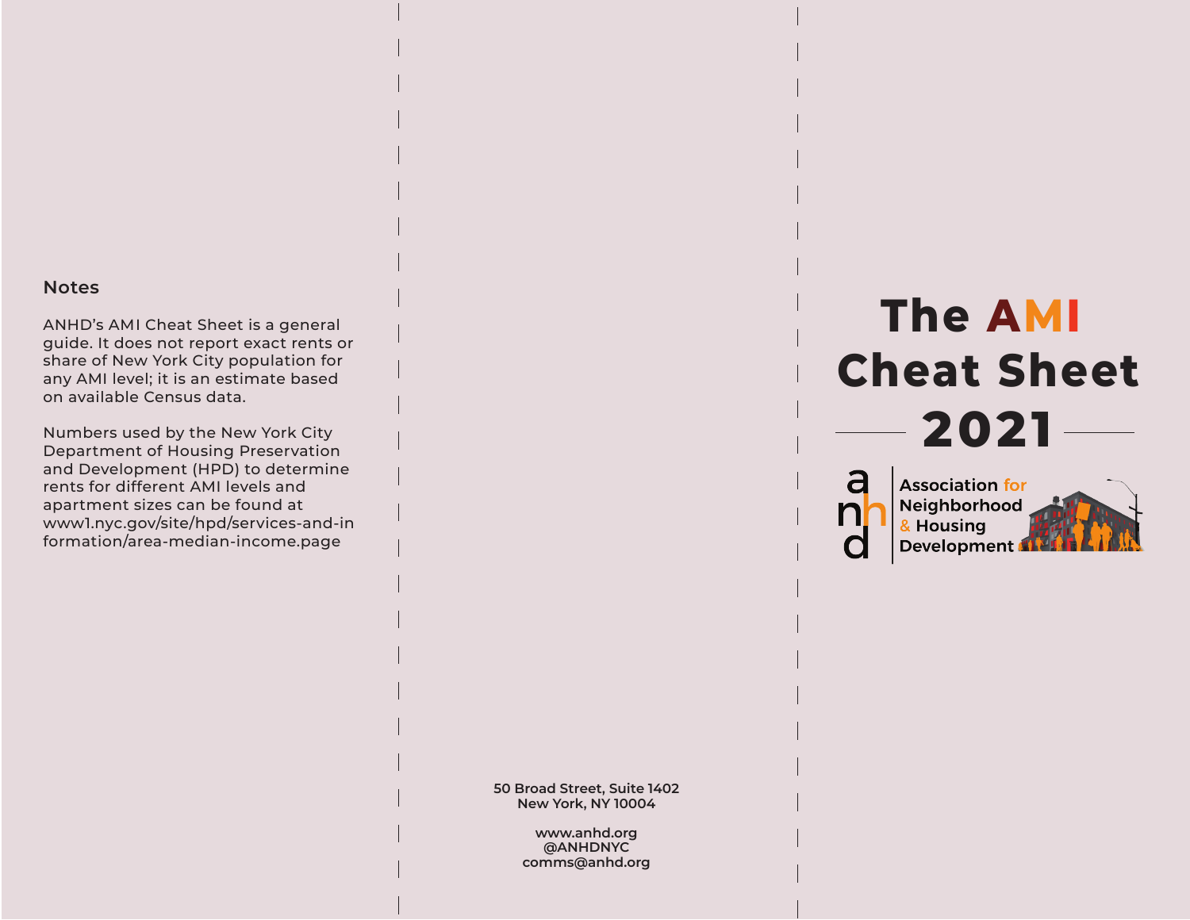## Notes

ANHD's AMI Cheat Sheet is a general guide. It does not report exact rents or share of New York City population for any AMI level; it is an estimate based on available Census data.

Numbers used by the New York City Department of Housing Preservation and Development (HPD) to determine rents for different AMI levels and apartment sizes can be found at www1.nyc.gov/site/hpd/services-and-information/area-median-income.page

**50 Broad Street, Suite 1402**
**New York, NY 10004**

**www.anhd.org**
**@ANHDNYC**
**comms@anhd.org**

# The AMI Cheat Sheet

## 2021

a
nh
d

**Association for Neighborhood & Housing Development**